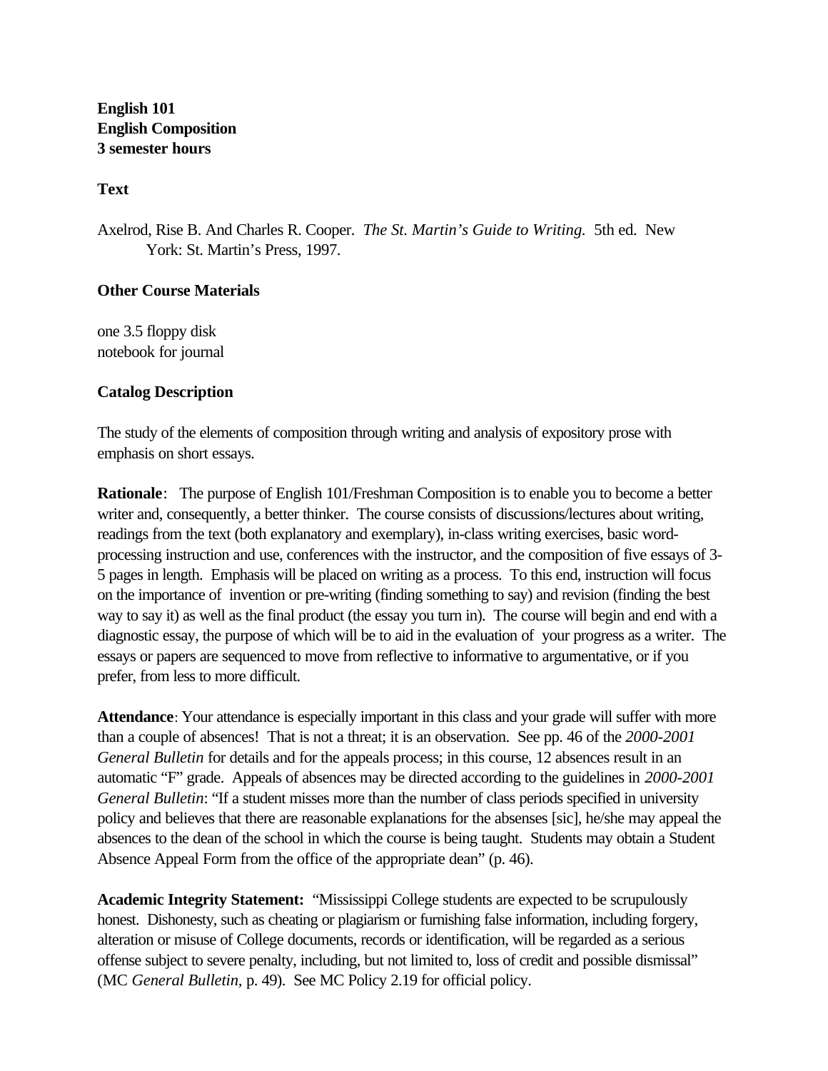**English 101**
**English Composition**
**3 semester hours**

**Text**

Axelrod, Rise B. And Charles R. Cooper. *The St. Martin's Guide to Writing.* 5th ed. New York: St. Martin's Press, 1997.

**Other Course Materials**

one 3.5 floppy disk
notebook for journal

**Catalog Description**

The study of the elements of composition through writing and analysis of expository prose with emphasis on short essays.

**Rationale**: The purpose of English 101/Freshman Composition is to enable you to become a better writer and, consequently, a better thinker. The course consists of discussions/lectures about writing, readings from the text (both explanatory and exemplary), in-class writing exercises, basic word-processing instruction and use, conferences with the instructor, and the composition of five essays of 3-5 pages in length. Emphasis will be placed on writing as a process. To this end, instruction will focus on the importance of invention or pre-writing (finding something to say) and revision (finding the best way to say it) as well as the final product (the essay you turn in). The course will begin and end with a diagnostic essay, the purpose of which will be to aid in the evaluation of your progress as a writer. The essays or papers are sequenced to move from reflective to informative to argumentative, or if you prefer, from less to more difficult.

**Attendance**: Your attendance is especially important in this class and your grade will suffer with more than a couple of absences! That is not a threat; it is an observation. See pp. 46 of the *2000-2001 General Bulletin* for details and for the appeals process; in this course, 12 absences result in an automatic "F" grade. Appeals of absences may be directed according to the guidelines in *2000-2001 General Bulletin*: "If a student misses more than the number of class periods specified in university policy and believes that there are reasonable explanations for the absenses [sic], he/she may appeal the absences to the dean of the school in which the course is being taught. Students may obtain a Student Absence Appeal Form from the office of the appropriate dean" (p. 46).

**Academic Integrity Statement:** "Mississippi College students are expected to be scrupulously honest. Dishonesty, such as cheating or plagiarism or furnishing false information, including forgery, alteration or misuse of College documents, records or identification, will be regarded as a serious offense subject to severe penalty, including, but not limited to, loss of credit and possible dismissal" (MC *General Bulletin,* p. 49). See MC Policy 2.19 for official policy.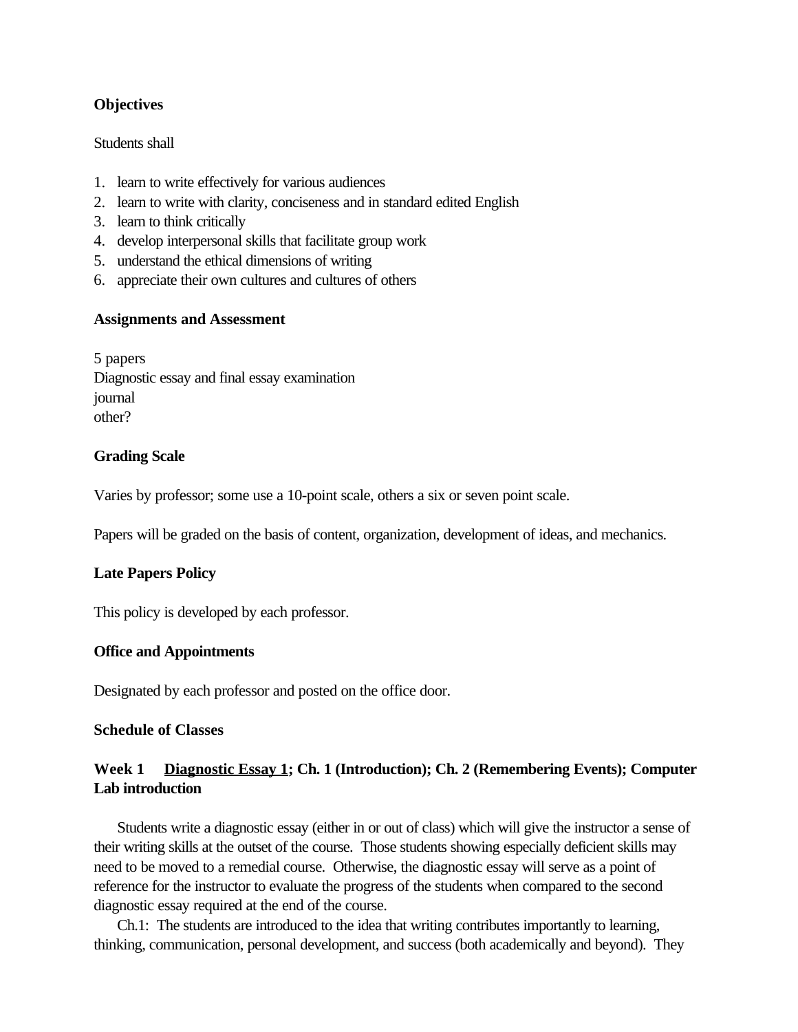**Objectives**

Students shall

1. learn to write effectively for various audiences
2. learn to write with clarity, conciseness and in standard edited English
3. learn to think critically
4. develop interpersonal skills that facilitate group work
5. understand the ethical dimensions of writing
6. appreciate their own cultures and cultures of others

**Assignments and Assessment**

5 papers
Diagnostic essay and final essay examination
journal
other?

**Grading Scale**

Varies by professor; some use a 10-point scale, others a six or seven point scale.

Papers will be graded on the basis of content, organization, development of ideas, and mechanics.

**Late Papers Policy**

This policy is developed by each professor.

**Office and Appointments**

Designated by each professor and posted on the office door.

**Schedule of Classes**

**Week 1 <u>Diagnostic Essay 1</u>; Ch. 1 (Introduction); Ch. 2 (Remembering Events); Computer Lab introduction**

Students write a diagnostic essay (either in or out of class) which will give the instructor a sense of their writing skills at the outset of the course. Those students showing especially deficient skills may need to be moved to a remedial course. Otherwise, the diagnostic essay will serve as a point of reference for the instructor to evaluate the progress of the students when compared to the second diagnostic essay required at the end of the course.

Ch.1: The students are introduced to the idea that writing contributes importantly to learning, thinking, communication, personal development, and success (both academically and beyond). They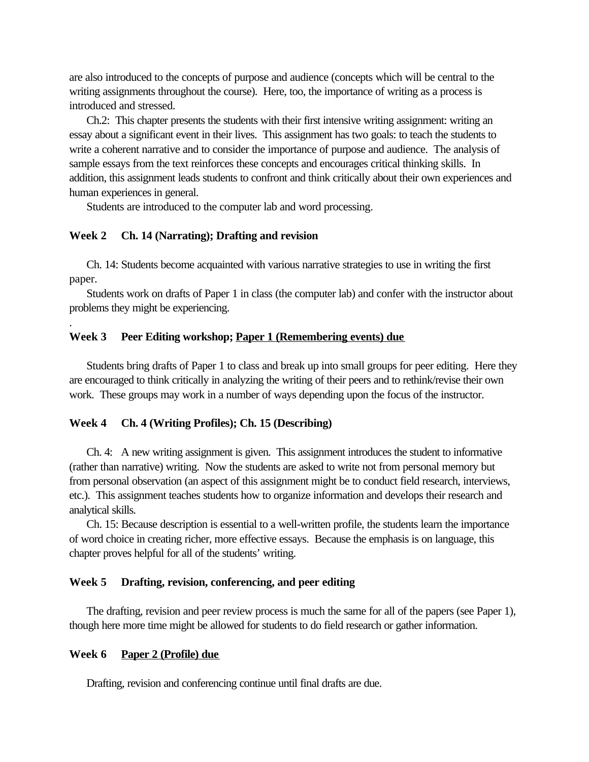are also introduced to the concepts of purpose and audience (concepts which will be central to the writing assignments throughout the course). Here, too, the importance of writing as a process is introduced and stressed.

Ch.2: This chapter presents the students with their first intensive writing assignment: writing an essay about a significant event in their lives. This assignment has two goals: to teach the students to write a coherent narrative and to consider the importance of purpose and audience. The analysis of sample essays from the text reinforces these concepts and encourages critical thinking skills. In addition, this assignment leads students to confront and think critically about their own experiences and human experiences in general.

Students are introduced to the computer lab and word processing.

**Week 2 Ch. 14 (Narrating); Drafting and revision**

Ch. 14: Students become acquainted with various narrative strategies to use in writing the first paper.

Students work on drafts of Paper 1 in class (the computer lab) and confer with the instructor about problems they might be experiencing.

**Week 3 Peer Editing workshop; <u>Paper 1 (Remembering events) due</u>**

Students bring drafts of Paper 1 to class and break up into small groups for peer editing. Here they are encouraged to think critically in analyzing the writing of their peers and to rethink/revise their own work. These groups may work in a number of ways depending upon the focus of the instructor.

**Week 4 Ch. 4 (Writing Profiles); Ch. 15 (Describing)**

Ch. 4: A new writing assignment is given. This assignment introduces the student to informative (rather than narrative) writing. Now the students are asked to write not from personal memory but from personal observation (an aspect of this assignment might be to conduct field research, interviews, etc.). This assignment teaches students how to organize information and develops their research and analytical skills.

Ch. 15: Because description is essential to a well-written profile, the students learn the importance of word choice in creating richer, more effective essays. Because the emphasis is on language, this chapter proves helpful for all of the students' writing.

**Week 5 Drafting, revision, conferencing, and peer editing**

The drafting, revision and peer review process is much the same for all of the papers (see Paper 1), though here more time might be allowed for students to do field research or gather information.

**Week 6 <u>Paper 2 (Profile) due</u>**

Drafting, revision and conferencing continue until final drafts are due.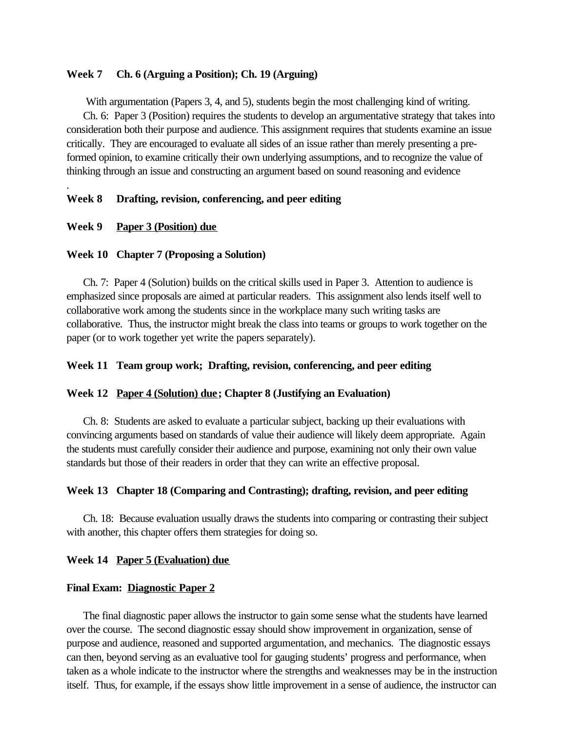**Week 7 Ch. 6 (Arguing a Position); Ch. 19 (Arguing)**

With argumentation (Papers 3, 4, and 5), students begin the most challenging kind of writing.

Ch. 6: Paper 3 (Position) requires the students to develop an argumentative strategy that takes into consideration both their purpose and audience. This assignment requires that students examine an issue critically. They are encouraged to evaluate all sides of an issue rather than merely presenting a pre-formed opinion, to examine critically their own underlying assumptions, and to recognize the value of thinking through an issue and constructing an argument based on sound reasoning and evidence

.

**Week 8 Drafting, revision, conferencing, and peer editing**

**Week 9 <u>Paper 3 (Position) due</u>**

**Week 10 Chapter 7 (Proposing a Solution)**

Ch. 7: Paper 4 (Solution) builds on the critical skills used in Paper 3. Attention to audience is emphasized since proposals are aimed at particular readers. This assignment also lends itself well to collaborative work among the students since in the workplace many such writing tasks are collaborative. Thus, the instructor might break the class into teams or groups to work together on the paper (or to work together yet write the papers separately).

**Week 11 Team group work; Drafting, revision, conferencing, and peer editing**

**Week 12 <u>Paper 4 (Solution) due</u>; Chapter 8 (Justifying an Evaluation)**

Ch. 8: Students are asked to evaluate a particular subject, backing up their evaluations with convincing arguments based on standards of value their audience will likely deem appropriate. Again the students must carefully consider their audience and purpose, examining not only their own value standards but those of their readers in order that they can write an effective proposal.

**Week 13 Chapter 18 (Comparing and Contrasting); drafting, revision, and peer editing**

Ch. 18: Because evaluation usually draws the students into comparing or contrasting their subject with another, this chapter offers them strategies for doing so.

**Week 14 <u>Paper 5 (Evaluation) due</u>**

**Final Exam: <u>Diagnostic Paper 2</u>**

The final diagnostic paper allows the instructor to gain some sense what the students have learned over the course. The second diagnostic essay should show improvement in organization, sense of purpose and audience, reasoned and supported argumentation, and mechanics. The diagnostic essays can then, beyond serving as an evaluative tool for gauging students' progress and performance, when taken as a whole indicate to the instructor where the strengths and weaknesses may be in the instruction itself. Thus, for example, if the essays show little improvement in a sense of audience, the instructor can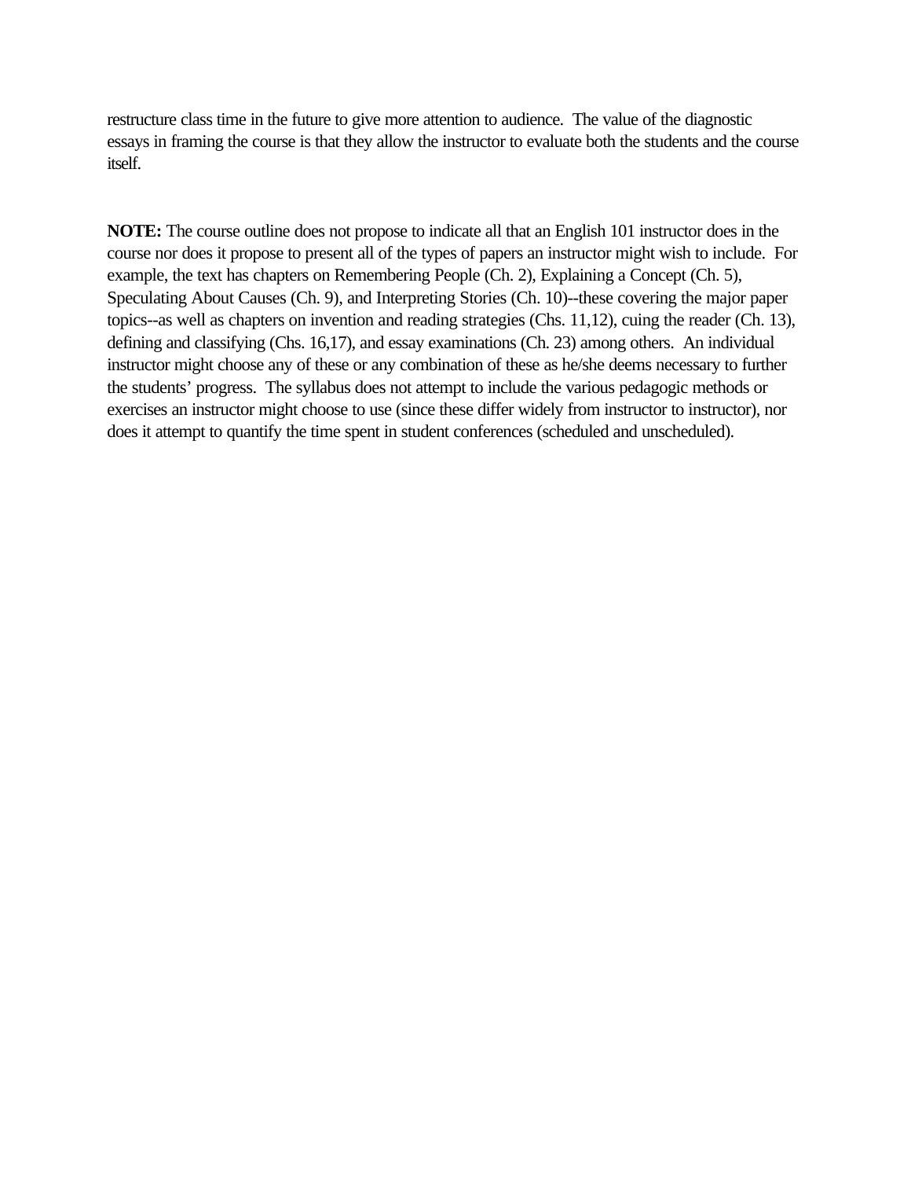restructure class time in the future to give more attention to audience. The value of the diagnostic essays in framing the course is that they allow the instructor to evaluate both the students and the course itself.

**NOTE:** The course outline does not propose to indicate all that an English 101 instructor does in the course nor does it propose to present all of the types of papers an instructor might wish to include. For example, the text has chapters on Remembering People (Ch. 2), Explaining a Concept (Ch. 5), Speculating About Causes (Ch. 9), and Interpreting Stories (Ch. 10)--these covering the major paper topics--as well as chapters on invention and reading strategies (Chs. 11,12), cuing the reader (Ch. 13), defining and classifying (Chs. 16,17), and essay examinations (Ch. 23) among others. An individual instructor might choose any of these or any combination of these as he/she deems necessary to further the students' progress. The syllabus does not attempt to include the various pedagogic methods or exercises an instructor might choose to use (since these differ widely from instructor to instructor), nor does it attempt to quantify the time spent in student conferences (scheduled and unscheduled).